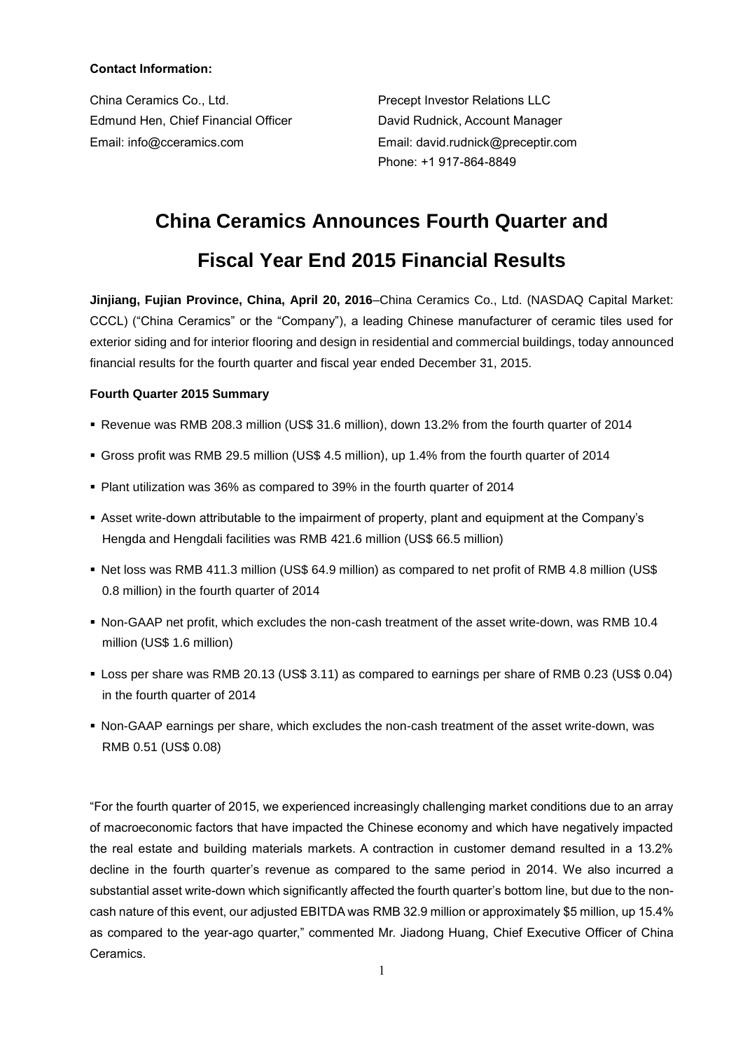**Contact Information:**

China Ceramics Co., Ltd.
Edmund Hen, Chief Financial Officer
Email: info@cceramics.com

Precept Investor Relations LLC
David Rudnick, Account Manager
Email: david.rudnick@preceptir.com
Phone: +1 917-864-8849

# China Ceramics Announces Fourth Quarter and Fiscal Year End 2015 Financial Results

**Jinjiang, Fujian Province, China, April 20, 2016**–China Ceramics Co., Ltd. (NASDAQ Capital Market: CCCL) ("China Ceramics" or the "Company"), a leading Chinese manufacturer of ceramic tiles used for exterior siding and for interior flooring and design in residential and commercial buildings, today announced financial results for the fourth quarter and fiscal year ended December 31, 2015.

**Fourth Quarter 2015 Summary**

- Revenue was RMB 208.3 million (US$ 31.6 million), down 13.2% from the fourth quarter of 2014
- Gross profit was RMB 29.5 million (US$ 4.5 million), up 1.4% from the fourth quarter of 2014
- Plant utilization was 36% as compared to 39% in the fourth quarter of 2014
- Asset write-down attributable to the impairment of property, plant and equipment at the Company's Hengda and Hengdali facilities was RMB 421.6 million (US$ 66.5 million)
- Net loss was RMB 411.3 million (US$ 64.9 million) as compared to net profit of RMB 4.8 million (US$ 0.8 million) in the fourth quarter of 2014
- Non-GAAP net profit, which excludes the non-cash treatment of the asset write-down, was RMB 10.4 million (US$ 1.6 million)
- Loss per share was RMB 20.13 (US$ 3.11) as compared to earnings per share of RMB 0.23 (US$ 0.04) in the fourth quarter of 2014
- Non-GAAP earnings per share, which excludes the non-cash treatment of the asset write-down, was RMB 0.51 (US$ 0.08)

"For the fourth quarter of 2015, we experienced increasingly challenging market conditions due to an array of macroeconomic factors that have impacted the Chinese economy and which have negatively impacted the real estate and building materials markets. A contraction in customer demand resulted in a 13.2% decline in the fourth quarter's revenue as compared to the same period in 2014. We also incurred a substantial asset write-down which significantly affected the fourth quarter's bottom line, but due to the non-cash nature of this event, our adjusted EBITDA was RMB 32.9 million or approximately $5 million, up 15.4% as compared to the year-ago quarter," commented Mr. Jiadong Huang, Chief Executive Officer of China Ceramics.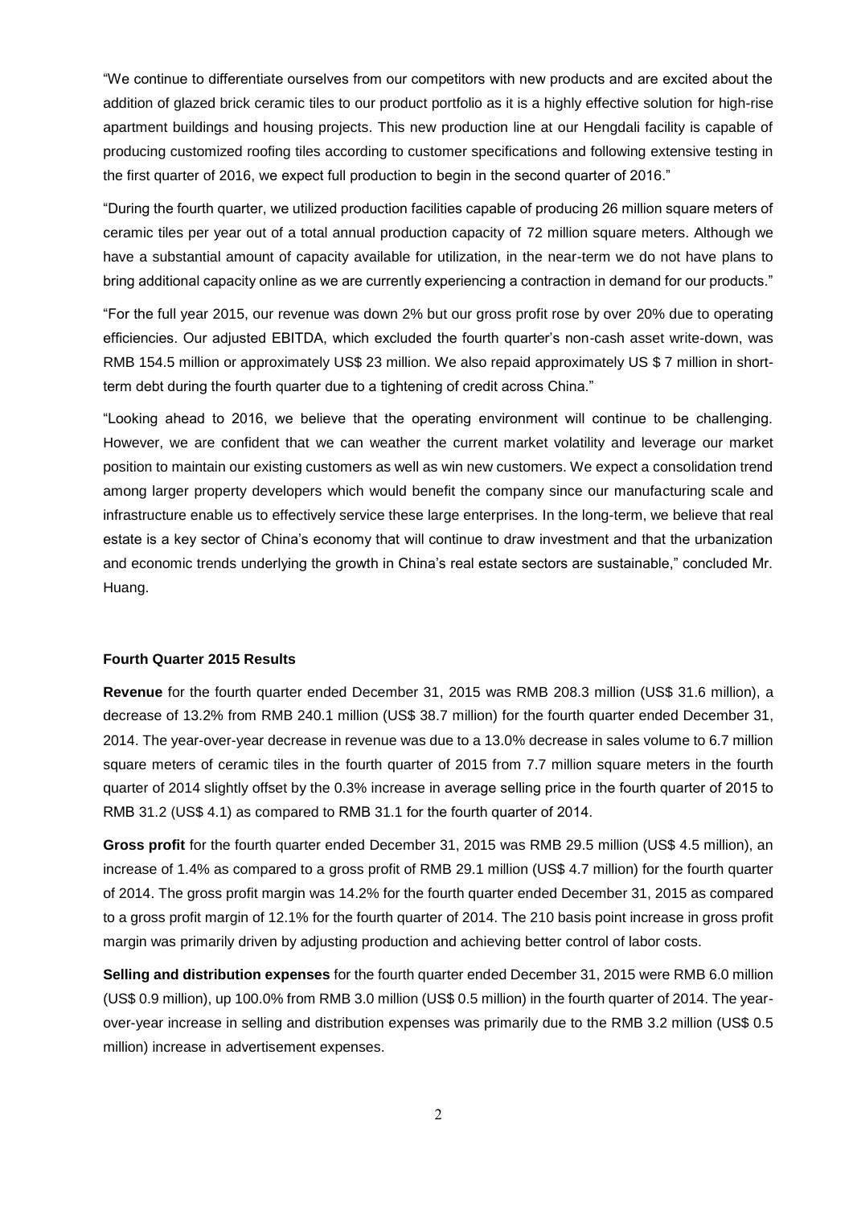"We continue to differentiate ourselves from our competitors with new products and are excited about the addition of glazed brick ceramic tiles to our product portfolio as it is a highly effective solution for high-rise apartment buildings and housing projects. This new production line at our Hengdali facility is capable of producing customized roofing tiles according to customer specifications and following extensive testing in the first quarter of 2016, we expect full production to begin in the second quarter of 2016."

"During the fourth quarter, we utilized production facilities capable of producing 26 million square meters of ceramic tiles per year out of a total annual production capacity of 72 million square meters. Although we have a substantial amount of capacity available for utilization, in the near-term we do not have plans to bring additional capacity online as we are currently experiencing a contraction in demand for our products."

"For the full year 2015, our revenue was down 2% but our gross profit rose by over 20% due to operating efficiencies. Our adjusted EBITDA, which excluded the fourth quarter's non-cash asset write-down, was RMB 154.5 million or approximately US$ 23 million. We also repaid approximately US $ 7 million in short-term debt during the fourth quarter due to a tightening of credit across China."

"Looking ahead to 2016, we believe that the operating environment will continue to be challenging. However, we are confident that we can weather the current market volatility and leverage our market position to maintain our existing customers as well as win new customers. We expect a consolidation trend among larger property developers which would benefit the company since our manufacturing scale and infrastructure enable us to effectively service these large enterprises. In the long-term, we believe that real estate is a key sector of China's economy that will continue to draw investment and that the urbanization and economic trends underlying the growth in China's real estate sectors are sustainable," concluded Mr. Huang.

**Fourth Quarter 2015 Results**

**Revenue** for the fourth quarter ended December 31, 2015 was RMB 208.3 million (US$ 31.6 million), a decrease of 13.2% from RMB 240.1 million (US$ 38.7 million) for the fourth quarter ended December 31, 2014. The year-over-year decrease in revenue was due to a 13.0% decrease in sales volume to 6.7 million square meters of ceramic tiles in the fourth quarter of 2015 from 7.7 million square meters in the fourth quarter of 2014 slightly offset by the 0.3% increase in average selling price in the fourth quarter of 2015 to RMB 31.2 (US$ 4.1) as compared to RMB 31.1 for the fourth quarter of 2014.

**Gross profit** for the fourth quarter ended December 31, 2015 was RMB 29.5 million (US$ 4.5 million), an increase of 1.4% as compared to a gross profit of RMB 29.1 million (US$ 4.7 million) for the fourth quarter of 2014. The gross profit margin was 14.2% for the fourth quarter ended December 31, 2015 as compared to a gross profit margin of 12.1% for the fourth quarter of 2014. The 210 basis point increase in gross profit margin was primarily driven by adjusting production and achieving better control of labor costs.

**Selling and distribution expenses** for the fourth quarter ended December 31, 2015 were RMB 6.0 million (US$ 0.9 million), up 100.0% from RMB 3.0 million (US$ 0.5 million) in the fourth quarter of 2014. The year-over-year increase in selling and distribution expenses was primarily due to the RMB 3.2 million (US$ 0.5 million) increase in advertisement expenses.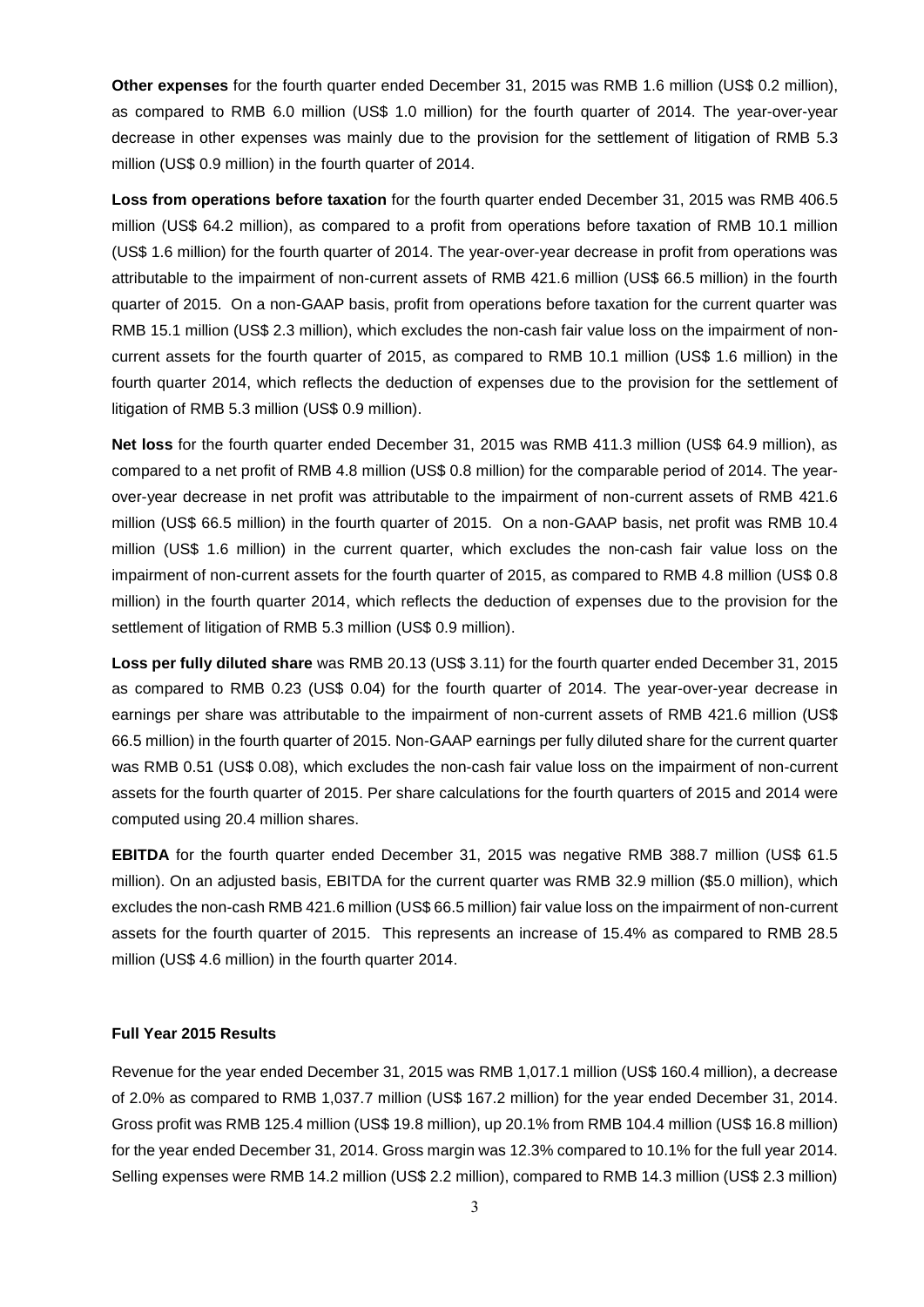**Other expenses** for the fourth quarter ended December 31, 2015 was RMB 1.6 million (US$ 0.2 million), as compared to RMB 6.0 million (US$ 1.0 million) for the fourth quarter of 2014. The year-over-year decrease in other expenses was mainly due to the provision for the settlement of litigation of RMB 5.3 million (US$ 0.9 million) in the fourth quarter of 2014.

**Loss from operations before taxation** for the fourth quarter ended December 31, 2015 was RMB 406.5 million (US$ 64.2 million), as compared to a profit from operations before taxation of RMB 10.1 million (US$ 1.6 million) for the fourth quarter of 2014. The year-over-year decrease in profit from operations was attributable to the impairment of non-current assets of RMB 421.6 million (US$ 66.5 million) in the fourth quarter of 2015. On a non-GAAP basis, profit from operations before taxation for the current quarter was RMB 15.1 million (US$ 2.3 million), which excludes the non-cash fair value loss on the impairment of non-current assets for the fourth quarter of 2015, as compared to RMB 10.1 million (US$ 1.6 million) in the fourth quarter 2014, which reflects the deduction of expenses due to the provision for the settlement of litigation of RMB 5.3 million (US$ 0.9 million).

**Net loss** for the fourth quarter ended December 31, 2015 was RMB 411.3 million (US$ 64.9 million), as compared to a net profit of RMB 4.8 million (US$ 0.8 million) for the comparable period of 2014. The year-over-year decrease in net profit was attributable to the impairment of non-current assets of RMB 421.6 million (US$ 66.5 million) in the fourth quarter of 2015. On a non-GAAP basis, net profit was RMB 10.4 million (US$ 1.6 million) in the current quarter, which excludes the non-cash fair value loss on the impairment of non-current assets for the fourth quarter of 2015, as compared to RMB 4.8 million (US$ 0.8 million) in the fourth quarter 2014, which reflects the deduction of expenses due to the provision for the settlement of litigation of RMB 5.3 million (US$ 0.9 million).

**Loss per fully diluted share** was RMB 20.13 (US$ 3.11) for the fourth quarter ended December 31, 2015 as compared to RMB 0.23 (US$ 0.04) for the fourth quarter of 2014. The year-over-year decrease in earnings per share was attributable to the impairment of non-current assets of RMB 421.6 million (US$ 66.5 million) in the fourth quarter of 2015. Non-GAAP earnings per fully diluted share for the current quarter was RMB 0.51 (US$ 0.08), which excludes the non-cash fair value loss on the impairment of non-current assets for the fourth quarter of 2015. Per share calculations for the fourth quarters of 2015 and 2014 were computed using 20.4 million shares.

**EBITDA** for the fourth quarter ended December 31, 2015 was negative RMB 388.7 million (US$ 61.5 million). On an adjusted basis, EBITDA for the current quarter was RMB 32.9 million ($5.0 million), which excludes the non-cash RMB 421.6 million (US$ 66.5 million) fair value loss on the impairment of non-current assets for the fourth quarter of 2015. This represents an increase of 15.4% as compared to RMB 28.5 million (US$ 4.6 million) in the fourth quarter 2014.

**Full Year 2015 Results**

Revenue for the year ended December 31, 2015 was RMB 1,017.1 million (US$ 160.4 million), a decrease of 2.0% as compared to RMB 1,037.7 million (US$ 167.2 million) for the year ended December 31, 2014. Gross profit was RMB 125.4 million (US$ 19.8 million), up 20.1% from RMB 104.4 million (US$ 16.8 million) for the year ended December 31, 2014. Gross margin was 12.3% compared to 10.1% for the full year 2014. Selling expenses were RMB 14.2 million (US$ 2.2 million), compared to RMB 14.3 million (US$ 2.3 million)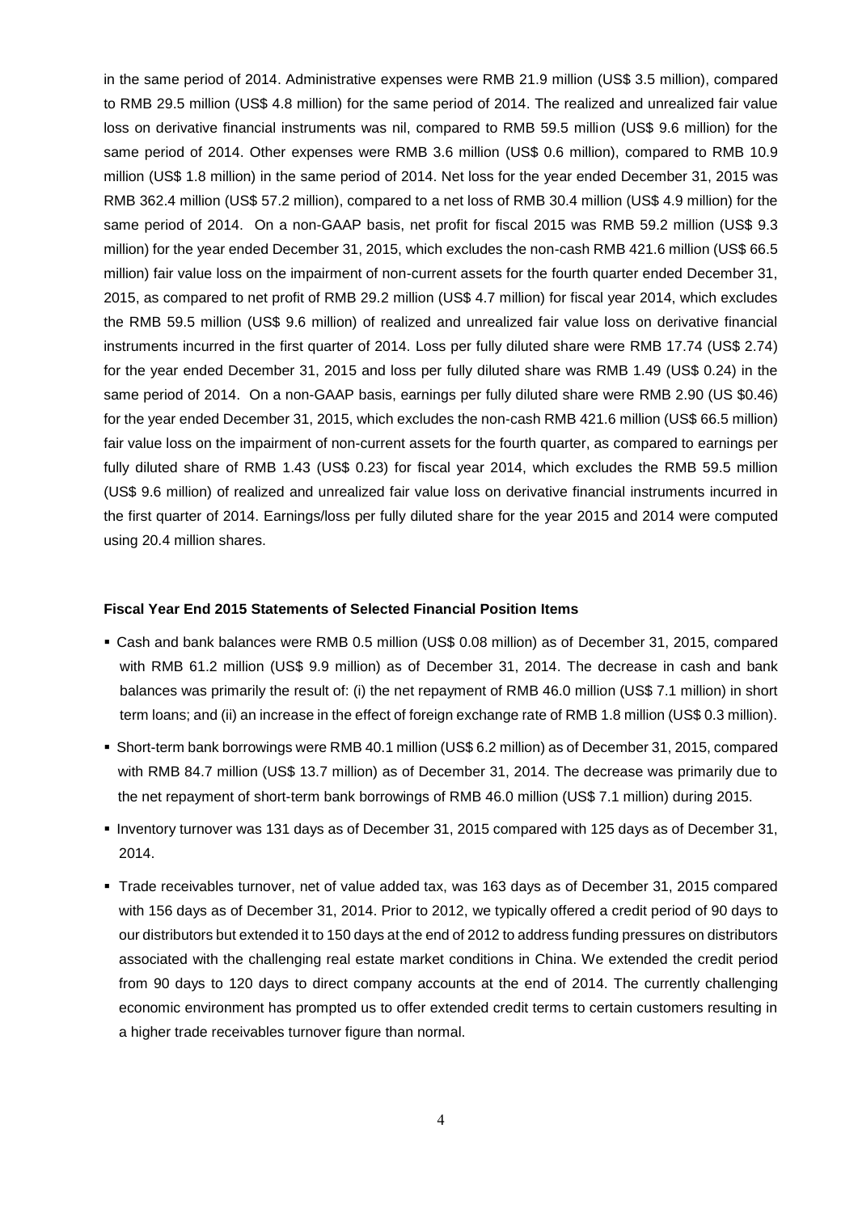in the same period of 2014. Administrative expenses were RMB 21.9 million (US$ 3.5 million), compared to RMB 29.5 million (US$ 4.8 million) for the same period of 2014. The realized and unrealized fair value loss on derivative financial instruments was nil, compared to RMB 59.5 million (US$ 9.6 million) for the same period of 2014. Other expenses were RMB 3.6 million (US$ 0.6 million), compared to RMB 10.9 million (US$ 1.8 million) in the same period of 2014. Net loss for the year ended December 31, 2015 was RMB 362.4 million (US$ 57.2 million), compared to a net loss of RMB 30.4 million (US$ 4.9 million) for the same period of 2014. On a non-GAAP basis, net profit for fiscal 2015 was RMB 59.2 million (US$ 9.3 million) for the year ended December 31, 2015, which excludes the non-cash RMB 421.6 million (US$ 66.5 million) fair value loss on the impairment of non-current assets for the fourth quarter ended December 31, 2015, as compared to net profit of RMB 29.2 million (US$ 4.7 million) for fiscal year 2014, which excludes the RMB 59.5 million (US$ 9.6 million) of realized and unrealized fair value loss on derivative financial instruments incurred in the first quarter of 2014. Loss per fully diluted share were RMB 17.74 (US$ 2.74) for the year ended December 31, 2015 and loss per fully diluted share was RMB 1.49 (US$ 0.24) in the same period of 2014. On a non-GAAP basis, earnings per fully diluted share were RMB 2.90 (US $0.46) for the year ended December 31, 2015, which excludes the non-cash RMB 421.6 million (US$ 66.5 million) fair value loss on the impairment of non-current assets for the fourth quarter, as compared to earnings per fully diluted share of RMB 1.43 (US$ 0.23) for fiscal year 2014, which excludes the RMB 59.5 million (US$ 9.6 million) of realized and unrealized fair value loss on derivative financial instruments incurred in the first quarter of 2014. Earnings/loss per fully diluted share for the year 2015 and 2014 were computed using 20.4 million shares.

**Fiscal Year End 2015 Statements of Selected Financial Position Items**

- Cash and bank balances were RMB 0.5 million (US$ 0.08 million) as of December 31, 2015, compared with RMB 61.2 million (US$ 9.9 million) as of December 31, 2014. The decrease in cash and bank balances was primarily the result of: (i) the net repayment of RMB 46.0 million (US$ 7.1 million) in short term loans; and (ii) an increase in the effect of foreign exchange rate of RMB 1.8 million (US$ 0.3 million).
- Short-term bank borrowings were RMB 40.1 million (US$ 6.2 million) as of December 31, 2015, compared with RMB 84.7 million (US$ 13.7 million) as of December 31, 2014. The decrease was primarily due to the net repayment of short-term bank borrowings of RMB 46.0 million (US$ 7.1 million) during 2015.
- Inventory turnover was 131 days as of December 31, 2015 compared with 125 days as of December 31, 2014.
- Trade receivables turnover, net of value added tax, was 163 days as of December 31, 2015 compared with 156 days as of December 31, 2014. Prior to 2012, we typically offered a credit period of 90 days to our distributors but extended it to 150 days at the end of 2012 to address funding pressures on distributors associated with the challenging real estate market conditions in China. We extended the credit period from 90 days to 120 days to direct company accounts at the end of 2014. The currently challenging economic environment has prompted us to offer extended credit terms to certain customers resulting in a higher trade receivables turnover figure than normal.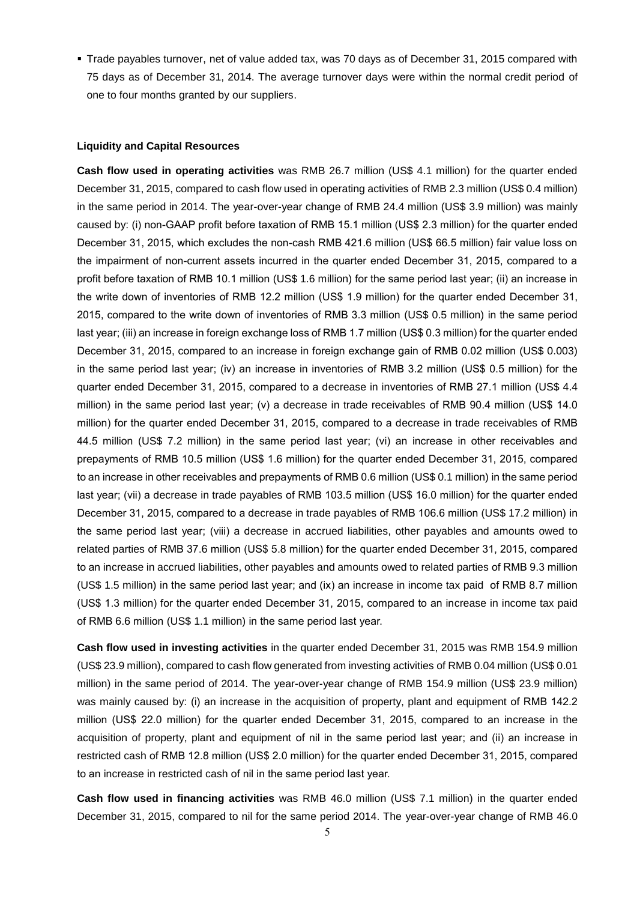- Trade payables turnover, net of value added tax, was 70 days as of December 31, 2015 compared with 75 days as of December 31, 2014. The average turnover days were within the normal credit period of one to four months granted by our suppliers.

**Liquidity and Capital Resources**

**Cash flow used in operating activities** was RMB 26.7 million (US$ 4.1 million) for the quarter ended December 31, 2015, compared to cash flow used in operating activities of RMB 2.3 million (US$ 0.4 million) in the same period in 2014. The year-over-year change of RMB 24.4 million (US$ 3.9 million) was mainly caused by: (i) non-GAAP profit before taxation of RMB 15.1 million (US$ 2.3 million) for the quarter ended December 31, 2015, which excludes the non-cash RMB 421.6 million (US$ 66.5 million) fair value loss on the impairment of non-current assets incurred in the quarter ended December 31, 2015, compared to a profit before taxation of RMB 10.1 million (US$ 1.6 million) for the same period last year; (ii) an increase in the write down of inventories of RMB 12.2 million (US$ 1.9 million) for the quarter ended December 31, 2015, compared to the write down of inventories of RMB 3.3 million (US$ 0.5 million) in the same period last year; (iii) an increase in foreign exchange loss of RMB 1.7 million (US$ 0.3 million) for the quarter ended December 31, 2015, compared to an increase in foreign exchange gain of RMB 0.02 million (US$ 0.003) in the same period last year; (iv) an increase in inventories of RMB 3.2 million (US$ 0.5 million) for the quarter ended December 31, 2015, compared to a decrease in inventories of RMB 27.1 million (US$ 4.4 million) in the same period last year; (v) a decrease in trade receivables of RMB 90.4 million (US$ 14.0 million) for the quarter ended December 31, 2015, compared to a decrease in trade receivables of RMB 44.5 million (US$ 7.2 million) in the same period last year; (vi) an increase in other receivables and prepayments of RMB 10.5 million (US$ 1.6 million) for the quarter ended December 31, 2015, compared to an increase in other receivables and prepayments of RMB 0.6 million (US$ 0.1 million) in the same period last year; (vii) a decrease in trade payables of RMB 103.5 million (US$ 16.0 million) for the quarter ended December 31, 2015, compared to a decrease in trade payables of RMB 106.6 million (US$ 17.2 million) in the same period last year; (viii) a decrease in accrued liabilities, other payables and amounts owed to related parties of RMB 37.6 million (US$ 5.8 million) for the quarter ended December 31, 2015, compared to an increase in accrued liabilities, other payables and amounts owed to related parties of RMB 9.3 million (US$ 1.5 million) in the same period last year; and (ix) an increase in income tax paid of RMB 8.7 million (US$ 1.3 million) for the quarter ended December 31, 2015, compared to an increase in income tax paid of RMB 6.6 million (US$ 1.1 million) in the same period last year.

**Cash flow used in investing activities** in the quarter ended December 31, 2015 was RMB 154.9 million (US$ 23.9 million), compared to cash flow generated from investing activities of RMB 0.04 million (US$ 0.01 million) in the same period of 2014. The year-over-year change of RMB 154.9 million (US$ 23.9 million) was mainly caused by: (i) an increase in the acquisition of property, plant and equipment of RMB 142.2 million (US$ 22.0 million) for the quarter ended December 31, 2015, compared to an increase in the acquisition of property, plant and equipment of nil in the same period last year; and (ii) an increase in restricted cash of RMB 12.8 million (US$ 2.0 million) for the quarter ended December 31, 2015, compared to an increase in restricted cash of nil in the same period last year.

**Cash flow used in financing activities** was RMB 46.0 million (US$ 7.1 million) in the quarter ended December 31, 2015, compared to nil for the same period 2014. The year-over-year change of RMB 46.0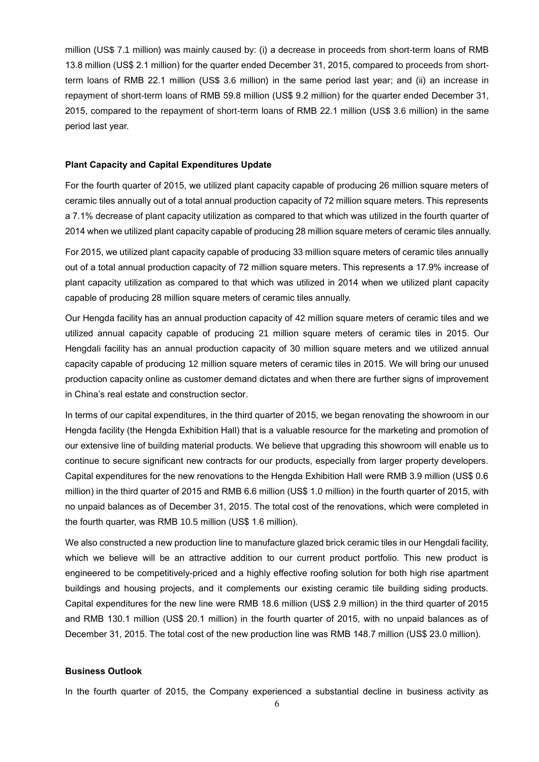million (US$ 7.1 million) was mainly caused by: (i) a decrease in proceeds from short-term loans of RMB 13.8 million (US$ 2.1 million) for the quarter ended December 31, 2015, compared to proceeds from short-term loans of RMB 22.1 million (US$ 3.6 million) in the same period last year; and (ii) an increase in repayment of short-term loans of RMB 59.8 million (US$ 9.2 million) for the quarter ended December 31, 2015, compared to the repayment of short-term loans of RMB 22.1 million (US$ 3.6 million) in the same period last year.

**Plant Capacity and Capital Expenditures Update**

For the fourth quarter of 2015, we utilized plant capacity capable of producing 26 million square meters of ceramic tiles annually out of a total annual production capacity of 72 million square meters. This represents a 7.1% decrease of plant capacity utilization as compared to that which was utilized in the fourth quarter of 2014 when we utilized plant capacity capable of producing 28 million square meters of ceramic tiles annually.

For 2015, we utilized plant capacity capable of producing 33 million square meters of ceramic tiles annually out of a total annual production capacity of 72 million square meters. This represents a 17.9% increase of plant capacity utilization as compared to that which was utilized in 2014 when we utilized plant capacity capable of producing 28 million square meters of ceramic tiles annually.

Our Hengda facility has an annual production capacity of 42 million square meters of ceramic tiles and we utilized annual capacity capable of producing 21 million square meters of ceramic tiles in 2015. Our Hengdali facility has an annual production capacity of 30 million square meters and we utilized annual capacity capable of producing 12 million square meters of ceramic tiles in 2015. We will bring our unused production capacity online as customer demand dictates and when there are further signs of improvement in China's real estate and construction sector.

In terms of our capital expenditures, in the third quarter of 2015, we began renovating the showroom in our Hengda facility (the Hengda Exhibition Hall) that is a valuable resource for the marketing and promotion of our extensive line of building material products. We believe that upgrading this showroom will enable us to continue to secure significant new contracts for our products, especially from larger property developers. Capital expenditures for the new renovations to the Hengda Exhibition Hall were RMB 3.9 million (US$ 0.6 million) in the third quarter of 2015 and RMB 6.6 million (US$ 1.0 million) in the fourth quarter of 2015, with no unpaid balances as of December 31, 2015. The total cost of the renovations, which were completed in the fourth quarter, was RMB 10.5 million (US$ 1.6 million).

We also constructed a new production line to manufacture glazed brick ceramic tiles in our Hengdali facility, which we believe will be an attractive addition to our current product portfolio. This new product is engineered to be competitively-priced and a highly effective roofing solution for both high rise apartment buildings and housing projects, and it complements our existing ceramic tile building siding products. Capital expenditures for the new line were RMB 18.6 million (US$ 2.9 million) in the third quarter of 2015 and RMB 130.1 million (US$ 20.1 million) in the fourth quarter of 2015, with no unpaid balances as of December 31, 2015. The total cost of the new production line was RMB 148.7 million (US$ 23.0 million).

**Business Outlook**

In the fourth quarter of 2015, the Company experienced a substantial decline in business activity as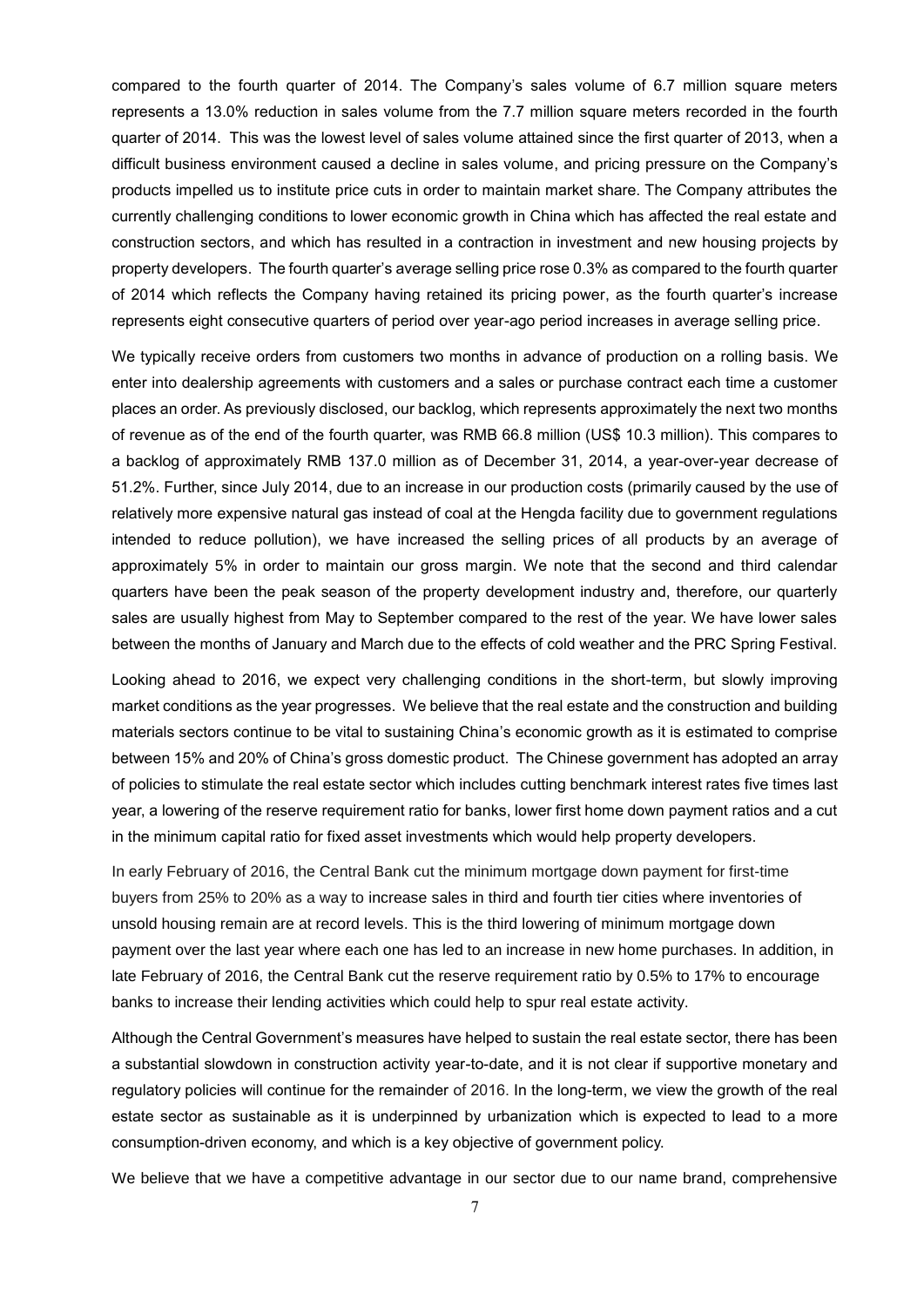compared to the fourth quarter of 2014. The Company's sales volume of 6.7 million square meters represents a 13.0% reduction in sales volume from the 7.7 million square meters recorded in the fourth quarter of 2014. This was the lowest level of sales volume attained since the first quarter of 2013, when a difficult business environment caused a decline in sales volume, and pricing pressure on the Company's products impelled us to institute price cuts in order to maintain market share. The Company attributes the currently challenging conditions to lower economic growth in China which has affected the real estate and construction sectors, and which has resulted in a contraction in investment and new housing projects by property developers. The fourth quarter's average selling price rose 0.3% as compared to the fourth quarter of 2014 which reflects the Company having retained its pricing power, as the fourth quarter's increase represents eight consecutive quarters of period over year-ago period increases in average selling price.

We typically receive orders from customers two months in advance of production on a rolling basis. We enter into dealership agreements with customers and a sales or purchase contract each time a customer places an order. As previously disclosed, our backlog, which represents approximately the next two months of revenue as of the end of the fourth quarter, was RMB 66.8 million (US$ 10.3 million). This compares to a backlog of approximately RMB 137.0 million as of December 31, 2014, a year-over-year decrease of 51.2%. Further, since July 2014, due to an increase in our production costs (primarily caused by the use of relatively more expensive natural gas instead of coal at the Hengda facility due to government regulations intended to reduce pollution), we have increased the selling prices of all products by an average of approximately 5% in order to maintain our gross margin. We note that the second and third calendar quarters have been the peak season of the property development industry and, therefore, our quarterly sales are usually highest from May to September compared to the rest of the year. We have lower sales between the months of January and March due to the effects of cold weather and the PRC Spring Festival.

Looking ahead to 2016, we expect very challenging conditions in the short-term, but slowly improving market conditions as the year progresses. We believe that the real estate and the construction and building materials sectors continue to be vital to sustaining China's economic growth as it is estimated to comprise between 15% and 20% of China's gross domestic product. The Chinese government has adopted an array of policies to stimulate the real estate sector which includes cutting benchmark interest rates five times last year, a lowering of the reserve requirement ratio for banks, lower first home down payment ratios and a cut in the minimum capital ratio for fixed asset investments which would help property developers.

In early February of 2016, the Central Bank cut the minimum mortgage down payment for first-time buyers from 25% to 20% as a way to increase sales in third and fourth tier cities where inventories of unsold housing remain are at record levels. This is the third lowering of minimum mortgage down payment over the last year where each one has led to an increase in new home purchases. In addition, in late February of 2016, the Central Bank cut the reserve requirement ratio by 0.5% to 17% to encourage banks to increase their lending activities which could help to spur real estate activity.

Although the Central Government's measures have helped to sustain the real estate sector, there has been a substantial slowdown in construction activity year-to-date, and it is not clear if supportive monetary and regulatory policies will continue for the remainder of 2016. In the long-term, we view the growth of the real estate sector as sustainable as it is underpinned by urbanization which is expected to lead to a more consumption-driven economy, and which is a key objective of government policy.

We believe that we have a competitive advantage in our sector due to our name brand, comprehensive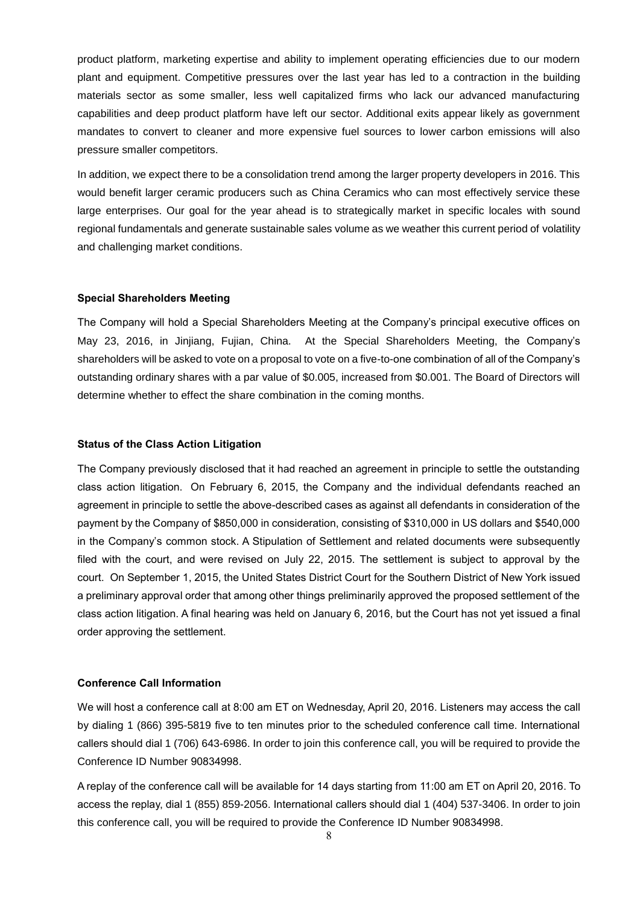product platform, marketing expertise and ability to implement operating efficiencies due to our modern plant and equipment. Competitive pressures over the last year has led to a contraction in the building materials sector as some smaller, less well capitalized firms who lack our advanced manufacturing capabilities and deep product platform have left our sector. Additional exits appear likely as government mandates to convert to cleaner and more expensive fuel sources to lower carbon emissions will also pressure smaller competitors.

In addition, we expect there to be a consolidation trend among the larger property developers in 2016. This would benefit larger ceramic producers such as China Ceramics who can most effectively service these large enterprises. Our goal for the year ahead is to strategically market in specific locales with sound regional fundamentals and generate sustainable sales volume as we weather this current period of volatility and challenging market conditions.

**Special Shareholders Meeting**

The Company will hold a Special Shareholders Meeting at the Company's principal executive offices on May 23, 2016, in Jinjiang, Fujian, China. At the Special Shareholders Meeting, the Company's shareholders will be asked to vote on a proposal to vote on a five-to-one combination of all of the Company's outstanding ordinary shares with a par value of $0.005, increased from $0.001. The Board of Directors will determine whether to effect the share combination in the coming months.

**Status of the Class Action Litigation**

The Company previously disclosed that it had reached an agreement in principle to settle the outstanding class action litigation. On February 6, 2015, the Company and the individual defendants reached an agreement in principle to settle the above-described cases as against all defendants in consideration of the payment by the Company of $850,000 in consideration, consisting of $310,000 in US dollars and $540,000 in the Company's common stock. A Stipulation of Settlement and related documents were subsequently filed with the court, and were revised on July 22, 2015. The settlement is subject to approval by the court. On September 1, 2015, the United States District Court for the Southern District of New York issued a preliminary approval order that among other things preliminarily approved the proposed settlement of the class action litigation. A final hearing was held on January 6, 2016, but the Court has not yet issued a final order approving the settlement.

**Conference Call Information**

We will host a conference call at 8:00 am ET on Wednesday, April 20, 2016. Listeners may access the call by dialing 1 (866) 395-5819 five to ten minutes prior to the scheduled conference call time. International callers should dial 1 (706) 643-6986. In order to join this conference call, you will be required to provide the Conference ID Number 90834998.

A replay of the conference call will be available for 14 days starting from 11:00 am ET on April 20, 2016. To access the replay, dial 1 (855) 859-2056. International callers should dial 1 (404) 537-3406. In order to join this conference call, you will be required to provide the Conference ID Number 90834998.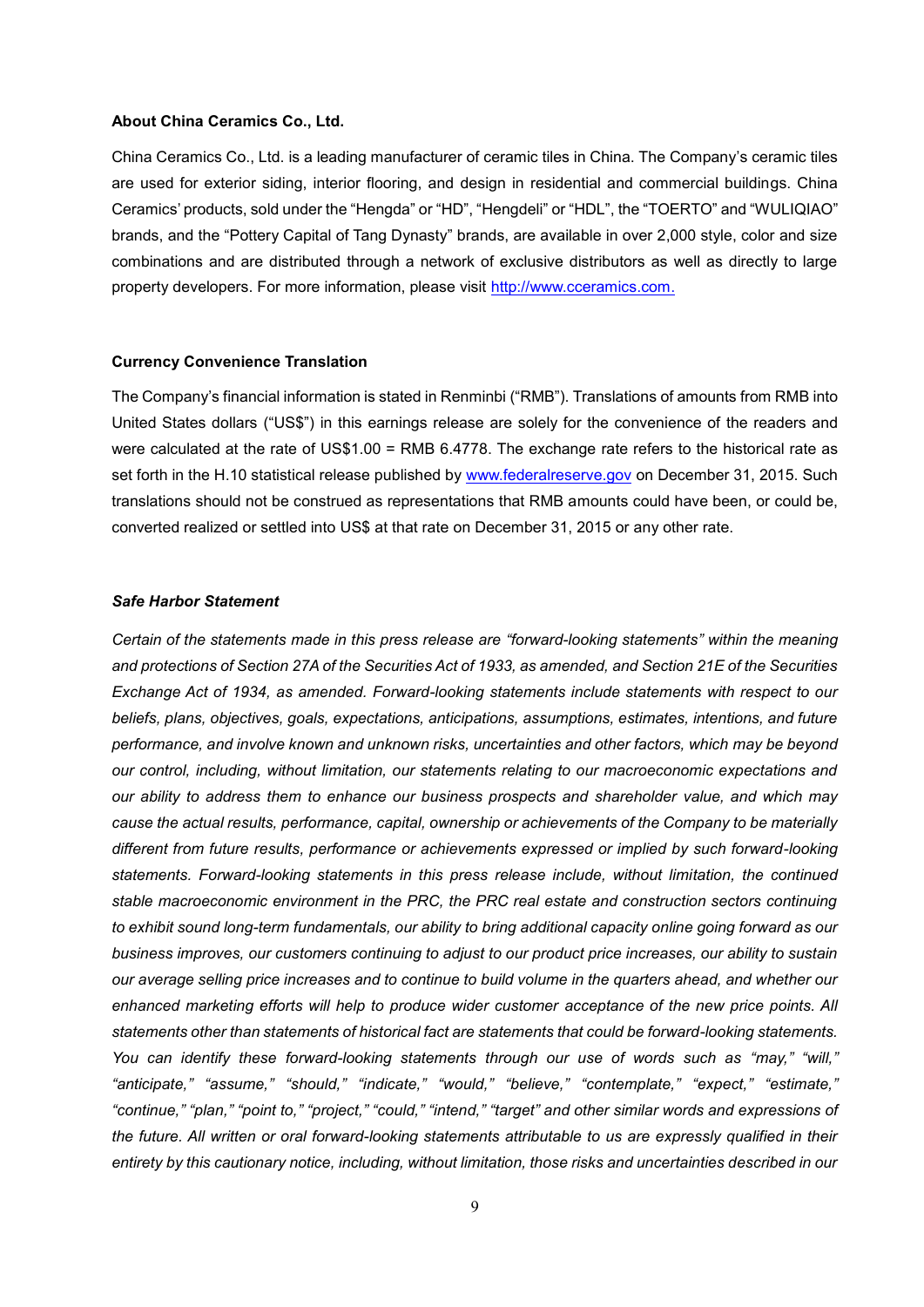**About China Ceramics Co., Ltd.**

China Ceramics Co., Ltd. is a leading manufacturer of ceramic tiles in China. The Company's ceramic tiles are used for exterior siding, interior flooring, and design in residential and commercial buildings. China Ceramics' products, sold under the "Hengda" or "HD", "Hengdeli" or "HDL", the "TOERTO" and "WULIQIAO" brands, and the "Pottery Capital of Tang Dynasty" brands, are available in over 2,000 style, color and size combinations and are distributed through a network of exclusive distributors as well as directly to large property developers. For more information, please visit http://www.cceramics.com.

**Currency Convenience Translation**

The Company's financial information is stated in Renminbi ("RMB"). Translations of amounts from RMB into United States dollars ("US$") in this earnings release are solely for the convenience of the readers and were calculated at the rate of US$1.00 = RMB 6.4778. The exchange rate refers to the historical rate as set forth in the H.10 statistical release published by www.federalreserve.gov on December 31, 2015. Such translations should not be construed as representations that RMB amounts could have been, or could be, converted realized or settled into US$ at that rate on December 31, 2015 or any other rate.

***Safe Harbor Statement***

*Certain of the statements made in this press release are "forward-looking statements" within the meaning and protections of Section 27A of the Securities Act of 1933, as amended, and Section 21E of the Securities Exchange Act of 1934, as amended. Forward-looking statements include statements with respect to our beliefs, plans, objectives, goals, expectations, anticipations, assumptions, estimates, intentions, and future performance, and involve known and unknown risks, uncertainties and other factors, which may be beyond our control, including, without limitation, our statements relating to our macroeconomic expectations and our ability to address them to enhance our business prospects and shareholder value, and which may cause the actual results, performance, capital, ownership or achievements of the Company to be materially different from future results, performance or achievements expressed or implied by such forward-looking statements. Forward-looking statements in this press release include, without limitation, the continued stable macroeconomic environment in the PRC, the PRC real estate and construction sectors continuing to exhibit sound long-term fundamentals, our ability to bring additional capacity online going forward as our business improves, our customers continuing to adjust to our product price increases, our ability to sustain our average selling price increases and to continue to build volume in the quarters ahead, and whether our enhanced marketing efforts will help to produce wider customer acceptance of the new price points. All statements other than statements of historical fact are statements that could be forward-looking statements. You can identify these forward-looking statements through our use of words such as "may," "will," "anticipate," "assume," "should," "indicate," "would," "believe," "contemplate," "expect," "estimate," "continue," "plan," "point to," "project," "could," "intend," "target" and other similar words and expressions of the future. All written or oral forward-looking statements attributable to us are expressly qualified in their entirety by this cautionary notice, including, without limitation, those risks and uncertainties described in our*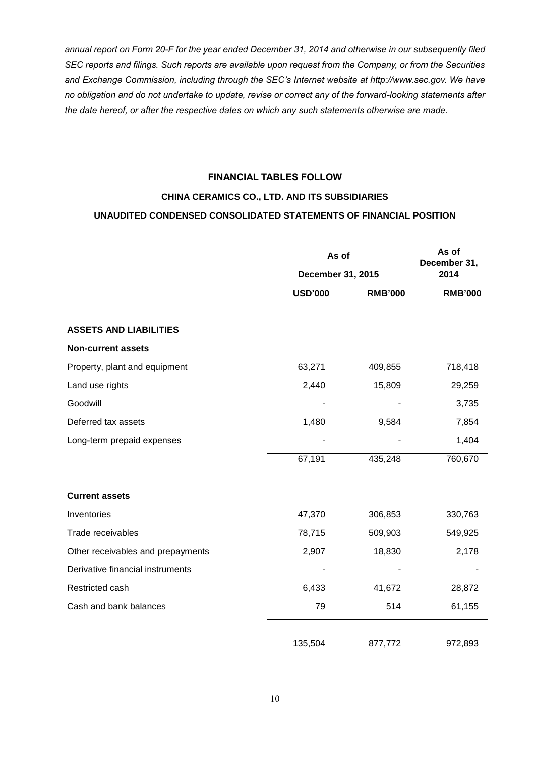*annual report on Form 20-F for the year ended December 31, 2014 and otherwise in our subsequently filed SEC reports and filings. Such reports are available upon request from the Company, or from the Securities and Exchange Commission, including through the SEC's Internet website at http://www.sec.gov. We have no obligation and do not undertake to update, revise or correct any of the forward-looking statements after the date hereof, or after the respective dates on which any such statements otherwise are made.*

**FINANCIAL TABLES FOLLOW**

**CHINA CERAMICS CO., LTD. AND ITS SUBSIDIARIES**

**UNAUDITED CONDENSED CONSOLIDATED STATEMENTS OF FINANCIAL POSITION**

| | As of December 31, 2015 | | As of December 31, 2014 |
|---|---|---|---|
| | **USD'000** | **RMB'000** | **RMB'000** |
| **ASSETS AND LIABILITIES** | | | |
| **Non-current assets** | | | |
| Property, plant and equipment | 63,271 | 409,855 | 718,418 |
| Land use rights | 2,440 | 15,809 | 29,259 |
| Goodwill | - | - | 3,735 |
| Deferred tax assets | 1,480 | 9,584 | 7,854 |
| Long-term prepaid expenses | - | - | 1,404 |
| | 67,191 | 435,248 | 760,670 |
| **Current assets** | | | |
| Inventories | 47,370 | 306,853 | 330,763 |
| Trade receivables | 78,715 | 509,903 | 549,925 |
| Other receivables and prepayments | 2,907 | 18,830 | 2,178 |
| Derivative financial instruments | - | - | - |
| Restricted cash | 6,433 | 41,672 | 28,872 |
| Cash and bank balances | 79 | 514 | 61,155 |
| | 135,504 | 877,772 | 972,893 |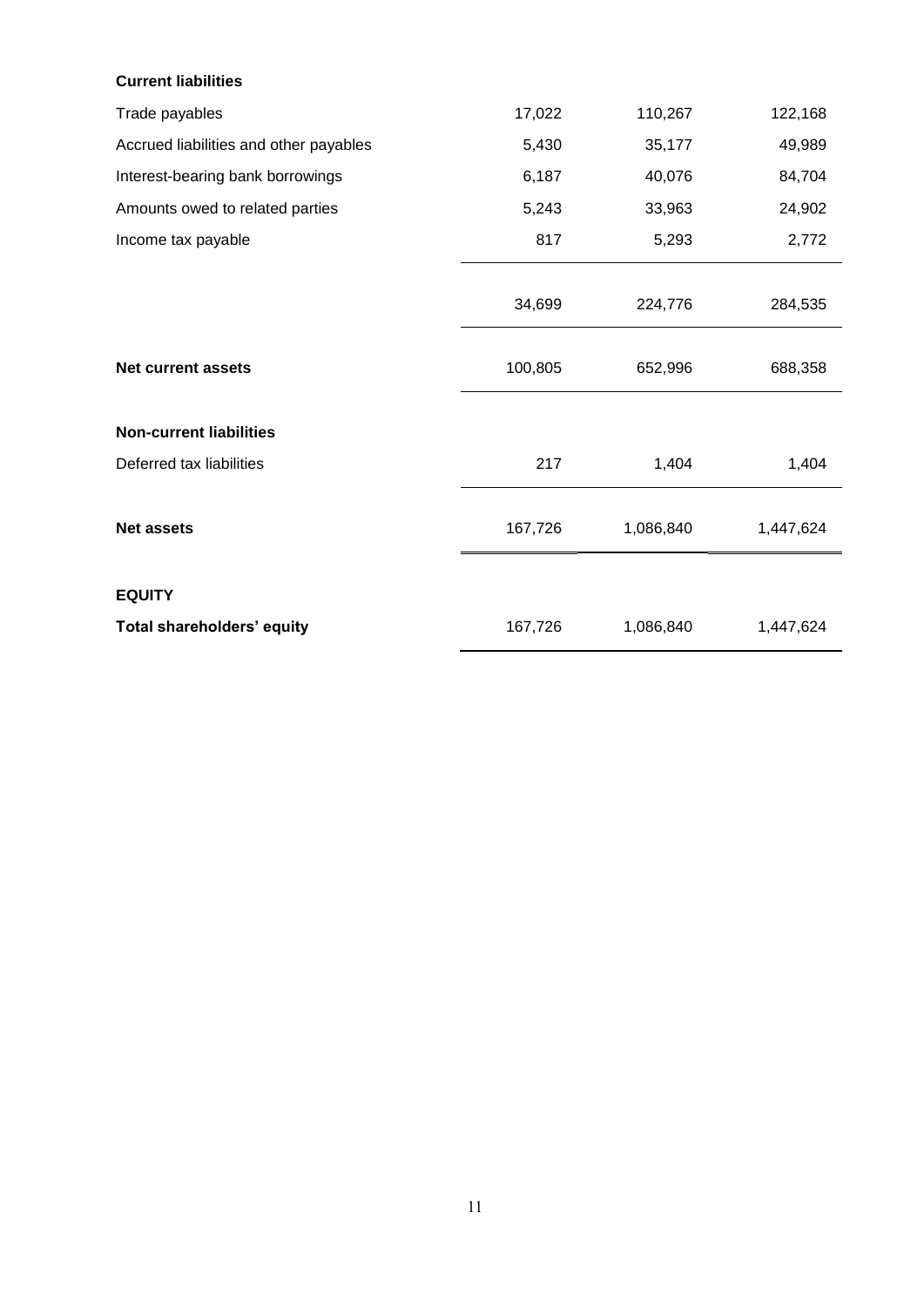| | | | |
|---|---|---|---|
| **Current liabilities** | | | |
| Trade payables | 17,022 | 110,267 | 122,168 |
| Accrued liabilities and other payables | 5,430 | 35,177 | 49,989 |
| Interest-bearing bank borrowings | 6,187 | 40,076 | 84,704 |
| Amounts owed to related parties | 5,243 | 33,963 | 24,902 |
| Income tax payable | 817 | 5,293 | 2,772 |
| | 34,699 | 224,776 | 284,535 |
| **Net current assets** | 100,805 | 652,996 | 688,358 |
| **Non-current liabilities** | | | |
| Deferred tax liabilities | 217 | 1,404 | 1,404 |
| **Net assets** | 167,726 | 1,086,840 | 1,447,624 |
| **EQUITY** | | | |
| **Total shareholders' equity** | 167,726 | 1,086,840 | 1,447,624 |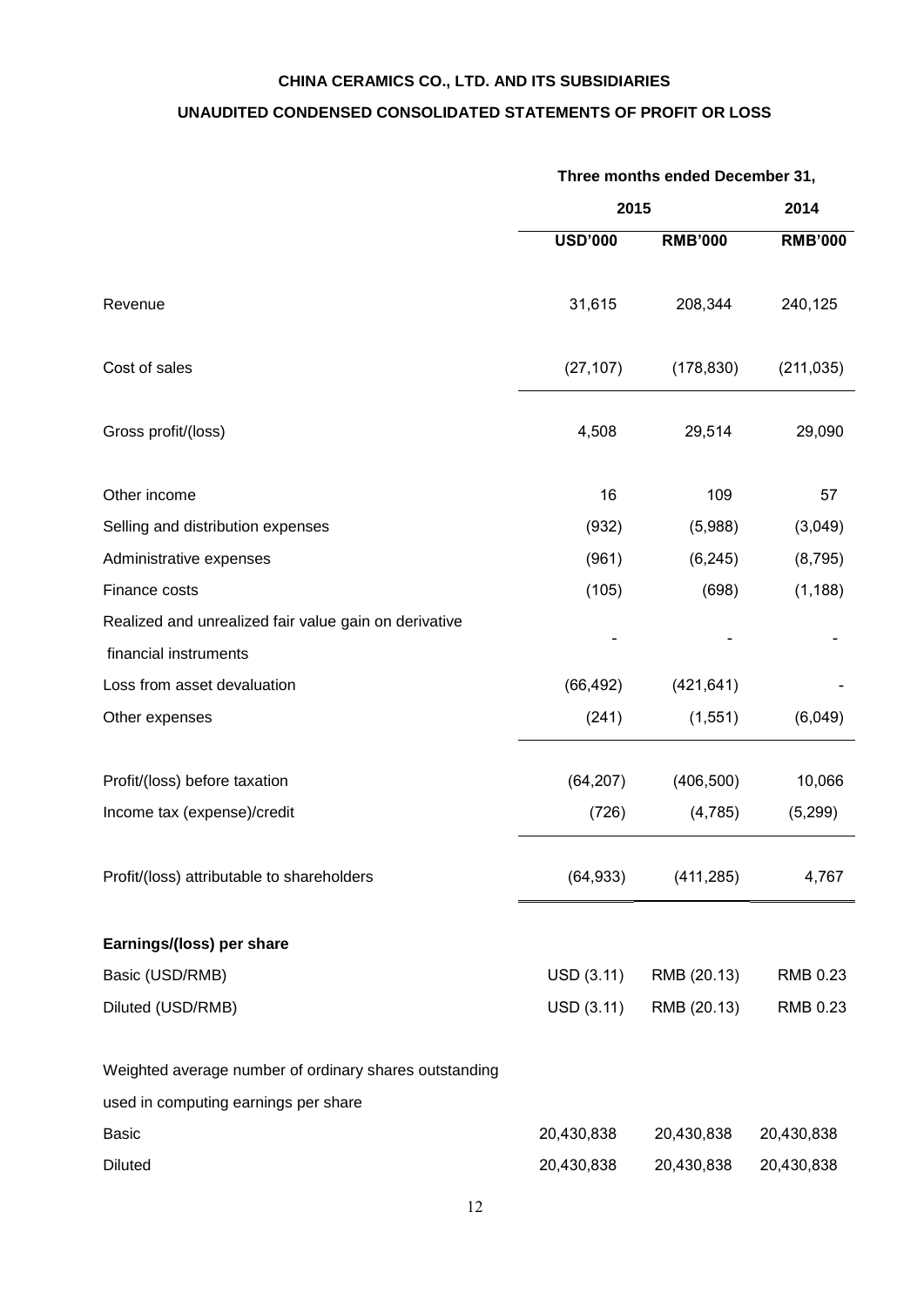# CHINA CERAMICS CO., LTD. AND ITS SUBSIDIARIES

## UNAUDITED CONDENSED CONSOLIDATED STATEMENTS OF PROFIT OR LOSS

| | Three months ended December 31, | | |
|---|---|---|---|
| | 2015 | | 2014 |
| | USD'000 | RMB'000 | RMB'000 |
| Revenue | 31,615 | 208,344 | 240,125 |
| Cost of sales | (27,107) | (178,830) | (211,035) |
| Gross profit/(loss) | 4,508 | 29,514 | 29,090 |
| Other income | 16 | 109 | 57 |
| Selling and distribution expenses | (932) | (5,988) | (3,049) |
| Administrative expenses | (961) | (6,245) | (8,795) |
| Finance costs | (105) | (698) | (1,188) |
| Realized and unrealized fair value gain on derivative financial instruments | - | - | - |
| Loss from asset devaluation | (66,492) | (421,641) | - |
| Other expenses | (241) | (1,551) | (6,049) |
| Profit/(loss) before taxation | (64,207) | (406,500) | 10,066 |
| Income tax (expense)/credit | (726) | (4,785) | (5,299) |
| Profit/(loss) attributable to shareholders | (64,933) | (411,285) | 4,767 |
| **Earnings/(loss) per share** | | | |
| Basic (USD/RMB) | USD (3.11) | RMB (20.13) | RMB 0.23 |
| Diluted (USD/RMB) | USD (3.11) | RMB (20.13) | RMB 0.23 |
| Weighted average number of ordinary shares outstanding used in computing earnings per share | | | |
| Basic | 20,430,838 | 20,430,838 | 20,430,838 |
| Diluted | 20,430,838 | 20,430,838 | 20,430,838 |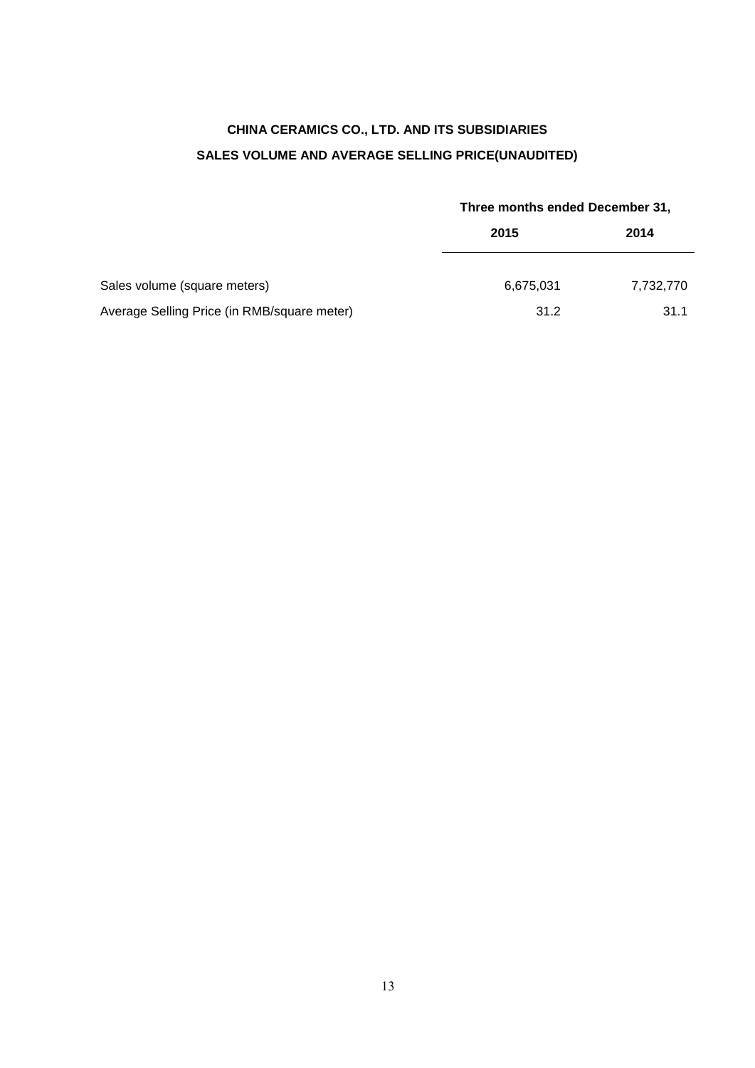**CHINA CERAMICS CO., LTD. AND ITS SUBSIDIARIES**

**SALES VOLUME AND AVERAGE SELLING PRICE(UNAUDITED)**

| | Three months ended December 31, | |
|---|---|---|
| | 2015 | 2014 |
| Sales volume (square meters) | 6,675,031 | 7,732,770 |
| Average Selling Price (in RMB/square meter) | 31.2 | 31.1 |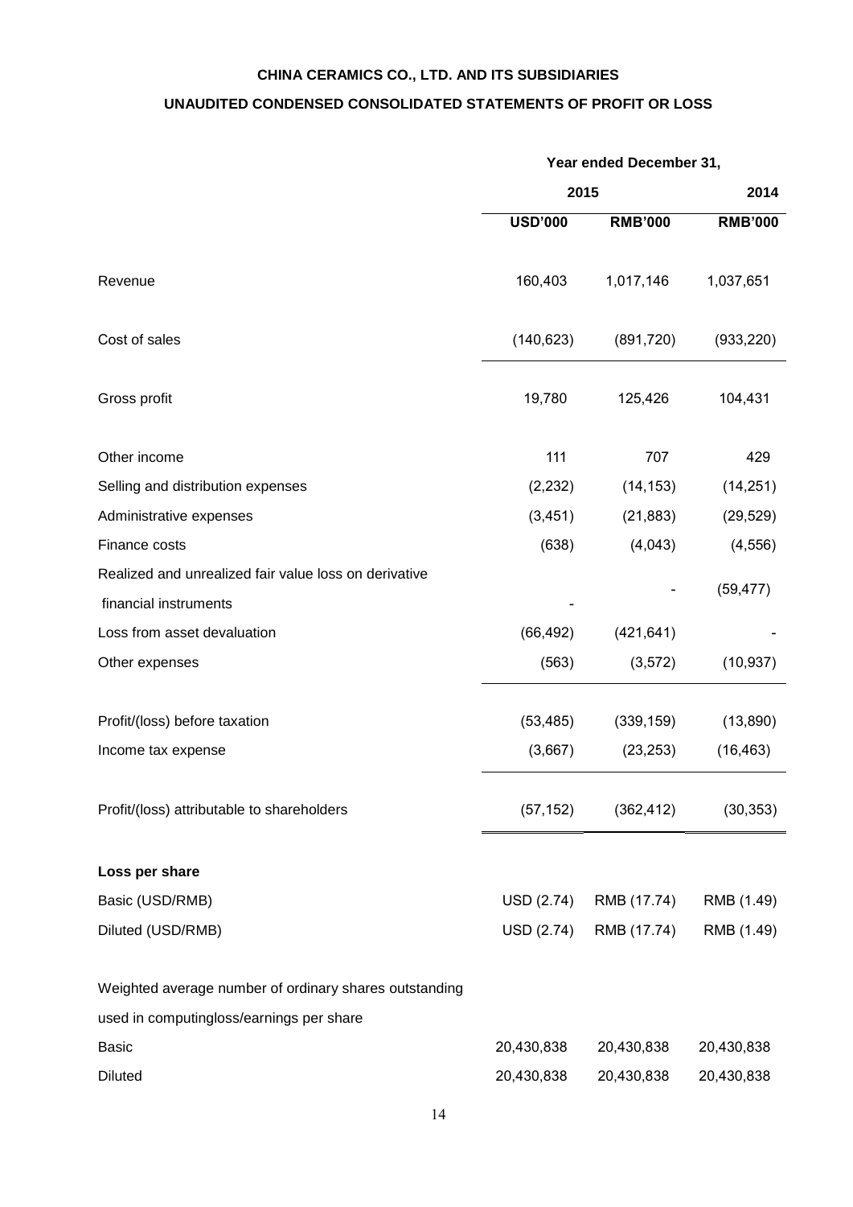**CHINA CERAMICS CO., LTD. AND ITS SUBSIDIARIES**

**UNAUDITED CONDENSED CONSOLIDATED STATEMENTS OF PROFIT OR LOSS**

| | Year ended December 31, | | |
|---|---|---|---|
| | 2015 | | 2014 |
| | USD'000 | RMB'000 | RMB'000 |
| Revenue | 160,403 | 1,017,146 | 1,037,651 |
| Cost of sales | (140,623) | (891,720) | (933,220) |
| Gross profit | 19,780 | 125,426 | 104,431 |
| Other income | 111 | 707 | 429 |
| Selling and distribution expenses | (2,232) | (14,153) | (14,251) |
| Administrative expenses | (3,451) | (21,883) | (29,529) |
| Finance costs | (638) | (4,043) | (4,556) |
| Realized and unrealized fair value loss on derivative financial instruments | - | - | (59,477) |
| Loss from asset devaluation | (66,492) | (421,641) | - |
| Other expenses | (563) | (3,572) | (10,937) |
| Profit/(loss) before taxation | (53,485) | (339,159) | (13,890) |
| Income tax expense | (3,667) | (23,253) | (16,463) |
| Profit/(loss) attributable to shareholders | (57,152) | (362,412) | (30,353) |
| **Loss per share** | | | |
| Basic (USD/RMB) | USD (2.74) | RMB (17.74) | RMB (1.49) |
| Diluted (USD/RMB) | USD (2.74) | RMB (17.74) | RMB (1.49) |
| Weighted average number of ordinary shares outstanding used in computingloss/earnings per share | | | |
| Basic | 20,430,838 | 20,430,838 | 20,430,838 |
| Diluted | 20,430,838 | 20,430,838 | 20,430,838 |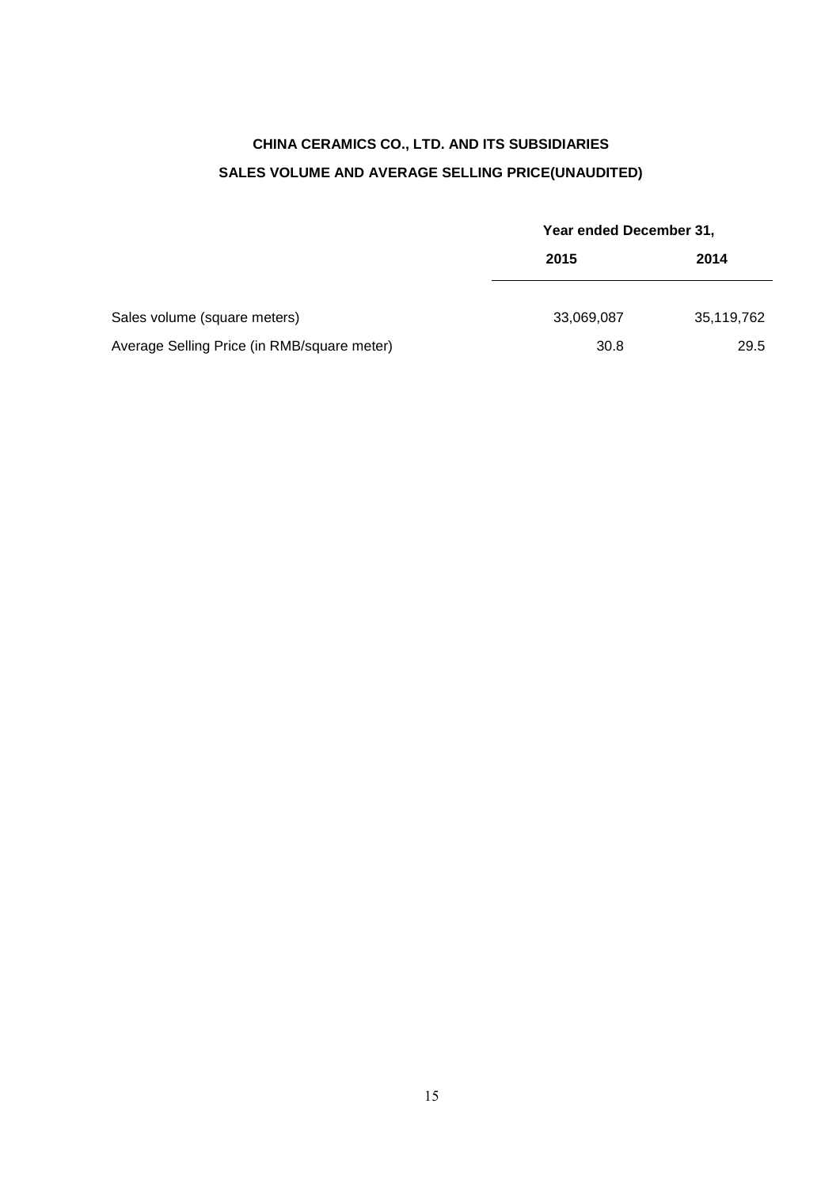**CHINA CERAMICS CO., LTD. AND ITS SUBSIDIARIES**

**SALES VOLUME AND AVERAGE SELLING PRICE(UNAUDITED)**

| | Year ended December 31, | |
|---|---|---|
| | **2015** | **2014** |
| Sales volume (square meters) | 33,069,087 | 35,119,762 |
| Average Selling Price (in RMB/square meter) | 30.8 | 29.5 |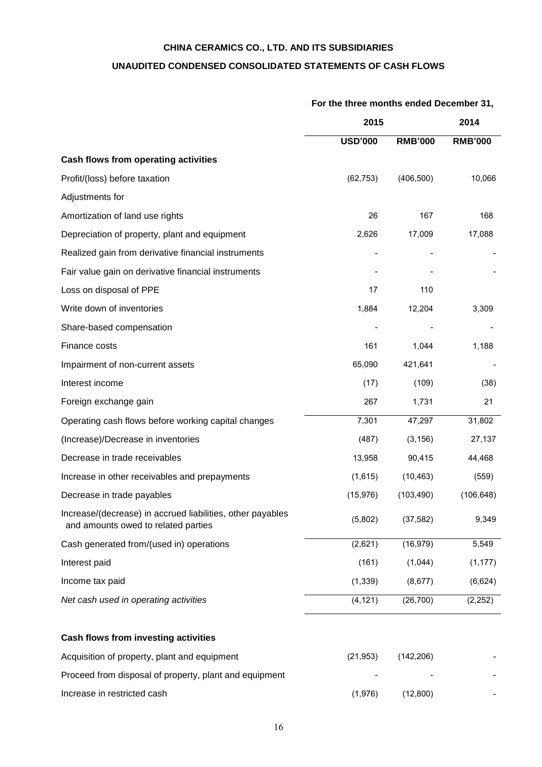**CHINA CERAMICS CO., LTD. AND ITS SUBSIDIARIES**

**UNAUDITED CONDENSED CONSOLIDATED STATEMENTS OF CASH FLOWS**

| | For the three months ended December 31, | | |
|---|---|---|---|
| | 2015 | | 2014 |
| | USD'000 | RMB'000 | RMB'000 |
| **Cash flows from operating activities** | | | |
| Profit/(loss) before taxation | (62,753) | (406,500) | 10,066 |
| Adjustments for | | | |
| Amortization of land use rights | 26 | 167 | 168 |
| Depreciation of property, plant and equipment | 2,626 | 17,009 | 17,088 |
| Realized gain from derivative financial instruments | - | - | - |
| Fair value gain on derivative financial instruments | - | - | - |
| Loss on disposal of PPE | 17 | 110 | |
| Write down of inventories | 1,884 | 12,204 | 3,309 |
| Share-based compensation | - | - | - |
| Finance costs | 161 | 1,044 | 1,188 |
| Impairment of non-current assets | 65,090 | 421,641 | - |
| Interest income | (17) | (109) | (38) |
| Foreign exchange gain | 267 | 1,731 | 21 |
| Operating cash flows before working capital changes | 7,301 | 47,297 | 31,802 |
| (Increase)/Decrease in inventories | (487) | (3,156) | 27,137 |
| Decrease in trade receivables | 13,958 | 90,415 | 44,468 |
| Increase in other receivables and prepayments | (1,615) | (10,463) | (559) |
| Decrease in trade payables | (15,976) | (103,490) | (106,648) |
| Increase/(decrease) in accrued liabilities, other payables and amounts owed to related parties | (5,802) | (37,582) | 9,349 |
| Cash generated from/(used in) operations | (2,621) | (16,979) | 5,549 |
| Interest paid | (161) | (1,044) | (1,177) |
| Income tax paid | (1,339) | (8,677) | (6,624) |
| *Net cash used in operating activities* | (4,121) | (26,700) | (2,252) |
| | | | |
| **Cash flows from investing activities** | | | |
| Acquisition of property, plant and equipment | (21,953) | (142,206) | - |
| Proceed from disposal of property, plant and equipment | - | - | - |
| Increase in restricted cash | (1,976) | (12,800) | - |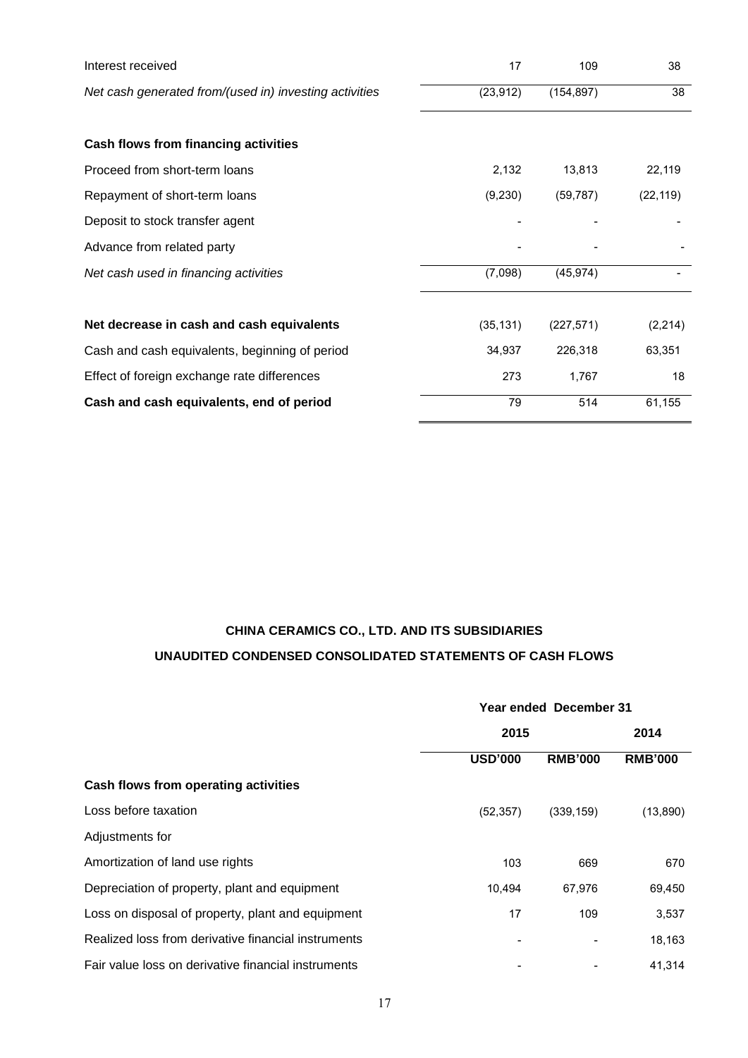| | | | |
|---|---|---|---|
| Interest received | 17 | 109 | 38 |
| *Net cash generated from/(used in) investing activities* | (23,912) | (154,897) | 38 |
| | | | |
| **Cash flows from financing activities** | | | |
| Proceed from short-term loans | 2,132 | 13,813 | 22,119 |
| Repayment of short-term loans | (9,230) | (59,787) | (22,119) |
| Deposit to stock transfer agent | - | - | - |
| Advance from related party | - | - | - |
| *Net cash used in financing activities* | (7,098) | (45,974) | - |
| | | | |
| **Net decrease in cash and cash equivalents** | (35,131) | (227,571) | (2,214) |
| Cash and cash equivalents, beginning of period | 34,937 | 226,318 | 63,351 |
| Effect of foreign exchange rate differences | 273 | 1,767 | 18 |
| **Cash and cash equivalents, end of period** | 79 | 514 | 61,155 |

**CHINA CERAMICS CO., LTD. AND ITS SUBSIDIARIES**

**UNAUDITED CONDENSED CONSOLIDATED STATEMENTS OF CASH FLOWS**

| | Year ended December 31 | | |
|---|---|---|---|
| | 2015 | | 2014 |
| | USD'000 | RMB'000 | RMB'000 |
| **Cash flows from operating activities** | | | |
| Loss before taxation | (52,357) | (339,159) | (13,890) |
| Adjustments for | | | |
| Amortization of land use rights | 103 | 669 | 670 |
| Depreciation of property, plant and equipment | 10,494 | 67,976 | 69,450 |
| Loss on disposal of property, plant and equipment | 17 | 109 | 3,537 |
| Realized loss from derivative financial instruments | - | - | 18,163 |
| Fair value loss on derivative financial instruments | - | - | 41,314 |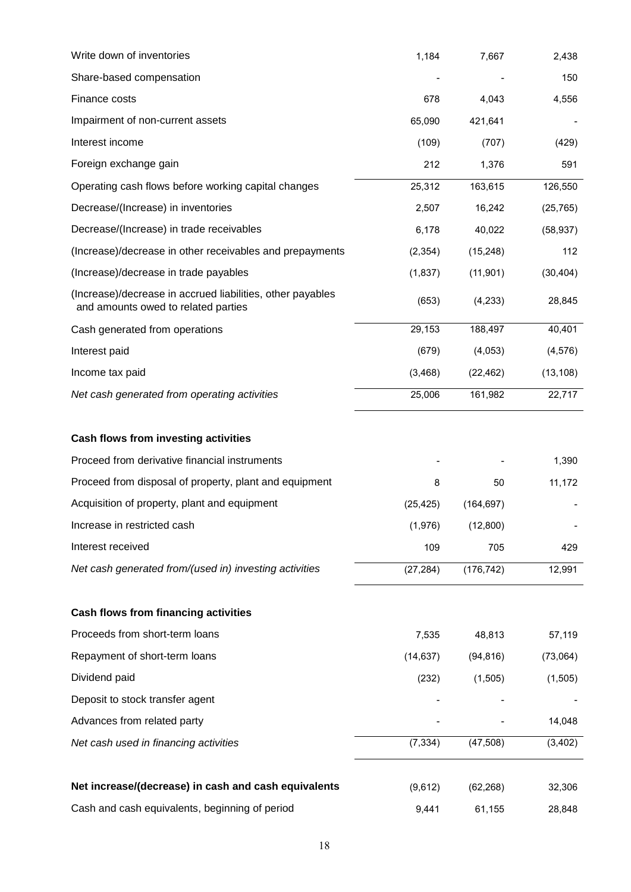| | | | |
|---|---|---|---|
| Write down of inventories | 1,184 | 7,667 | 2,438 |
| Share-based compensation | - | - | 150 |
| Finance costs | 678 | 4,043 | 4,556 |
| Impairment of non-current assets | 65,090 | 421,641 | - |
| Interest income | (109) | (707) | (429) |
| Foreign exchange gain | 212 | 1,376 | 591 |
| Operating cash flows before working capital changes | 25,312 | 163,615 | 126,550 |
| Decrease/(Increase) in inventories | 2,507 | 16,242 | (25,765) |
| Decrease/(Increase) in trade receivables | 6,178 | 40,022 | (58,937) |
| (Increase)/decrease in other receivables and prepayments | (2,354) | (15,248) | 112 |
| (Increase)/decrease in trade payables | (1,837) | (11,901) | (30,404) |
| (Increase)/decrease in accrued liabilities, other payables and amounts owed to related parties | (653) | (4,233) | 28,845 |
| Cash generated from operations | 29,153 | 188,497 | 40,401 |
| Interest paid | (679) | (4,053) | (4,576) |
| Income tax paid | (3,468) | (22,462) | (13,108) |
| *Net cash generated from operating activities* | 25,006 | 161,982 | 22,717 |
| | | | |
| **Cash flows from investing activities** | | | |
| Proceed from derivative financial instruments | - | - | 1,390 |
| Proceed from disposal of property, plant and equipment | 8 | 50 | 11,172 |
| Acquisition of property, plant and equipment | (25,425) | (164,697) | - |
| Increase in restricted cash | (1,976) | (12,800) | - |
| Interest received | 109 | 705 | 429 |
| *Net cash generated from/(used in) investing activities* | (27,284) | (176,742) | 12,991 |
| | | | |
| **Cash flows from financing activities** | | | |
| Proceeds from short-term loans | 7,535 | 48,813 | 57,119 |
| Repayment of short-term loans | (14,637) | (94,816) | (73,064) |
| Dividend paid | (232) | (1,505) | (1,505) |
| Deposit to stock transfer agent | - | - | - |
| Advances from related party | - | - | 14,048 |
| *Net cash used in financing activities* | (7,334) | (47,508) | (3,402) |
| | | | |
| **Net increase/(decrease) in cash and cash equivalents** | (9,612) | (62,268) | 32,306 |
| Cash and cash equivalents, beginning of period | 9,441 | 61,155 | 28,848 |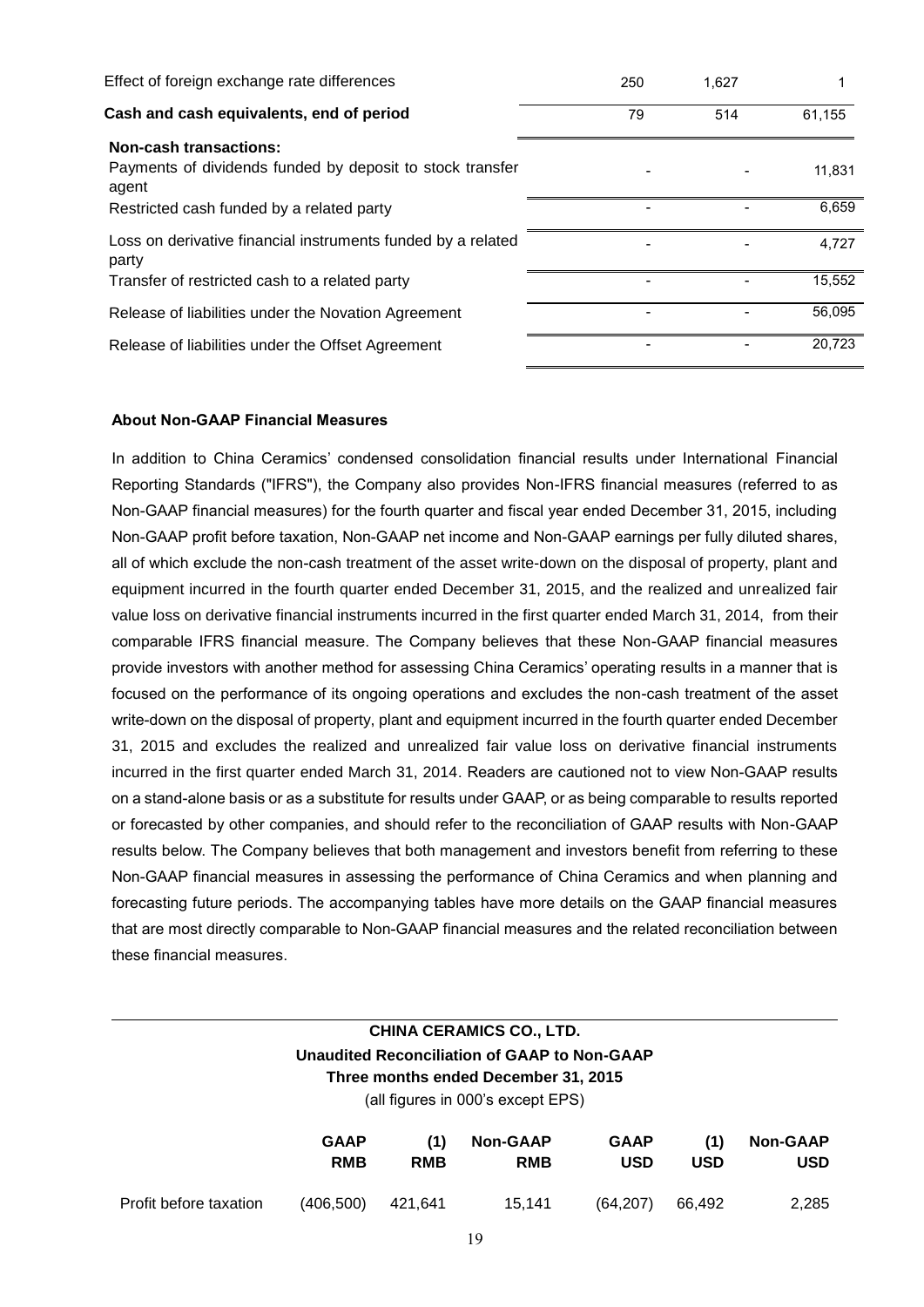| | | | |
|---|---|---|---|
| Effect of foreign exchange rate differences | 250 | 1,627 | 1 |
| **Cash and cash equivalents, end of period** | 79 | 514 | 61,155 |
| **Non-cash transactions:** | | | |
| Payments of dividends funded by deposit to stock transfer agent | - | - | 11,831 |
| Restricted cash funded by a related party | - | - | 6,659 |
| Loss on derivative financial instruments funded by a related party | - | - | 4,727 |
| Transfer of restricted cash to a related party | - | - | 15,552 |
| Release of liabilities under the Novation Agreement | - | - | 56,095 |
| Release of liabilities under the Offset Agreement | - | - | 20,723 |

**About Non-GAAP Financial Measures**

In addition to China Ceramics' condensed consolidation financial results under International Financial Reporting Standards ("IFRS"), the Company also provides Non-IFRS financial measures (referred to as Non-GAAP financial measures) for the fourth quarter and fiscal year ended December 31, 2015, including Non-GAAP profit before taxation, Non-GAAP net income and Non-GAAP earnings per fully diluted shares, all of which exclude the non-cash treatment of the asset write-down on the disposal of property, plant and equipment incurred in the fourth quarter ended December 31, 2015, and the realized and unrealized fair value loss on derivative financial instruments incurred in the first quarter ended March 31, 2014, from their comparable IFRS financial measure. The Company believes that these Non-GAAP financial measures provide investors with another method for assessing China Ceramics' operating results in a manner that is focused on the performance of its ongoing operations and excludes the non-cash treatment of the asset write-down on the disposal of property, plant and equipment incurred in the fourth quarter ended December 31, 2015 and excludes the realized and unrealized fair value loss on derivative financial instruments incurred in the first quarter ended March 31, 2014. Readers are cautioned not to view Non-GAAP results on a stand-alone basis or as a substitute for results under GAAP, or as being comparable to results reported or forecasted by other companies, and should refer to the reconciliation of GAAP results with Non-GAAP results below. The Company believes that both management and investors benefit from referring to these Non-GAAP financial measures in assessing the performance of China Ceramics and when planning and forecasting future periods. The accompanying tables have more details on the GAAP financial measures that are most directly comparable to Non-GAAP financial measures and the related reconciliation between these financial measures.

**CHINA CERAMICS CO., LTD.**
**Unaudited Reconciliation of GAAP to Non-GAAP**
**Three months ended December 31, 2015**
(all figures in 000's except EPS)

| | **GAAP RMB** | **(1) RMB** | **Non-GAAP RMB** | **GAAP USD** | **(1) USD** | **Non-GAAP USD** |
|---|---|---|---|---|---|---|
| Profit before taxation | (406,500) | 421,641 | 15,141 | (64,207) | 66,492 | 2,285 |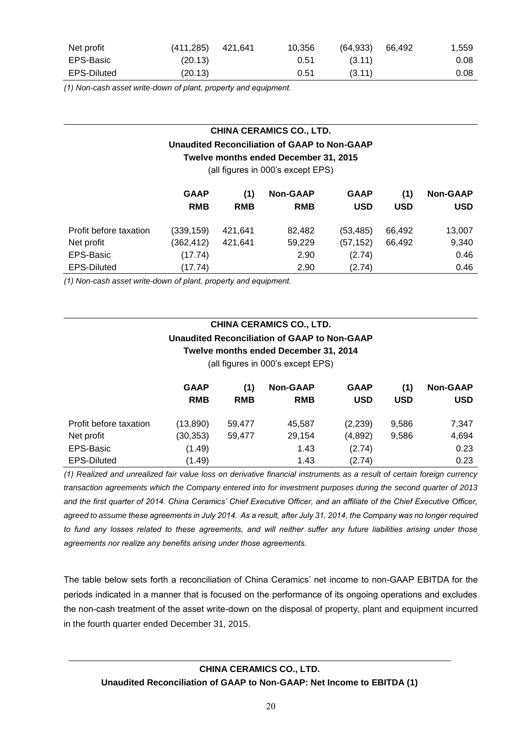| | | | | | | |
|---|---|---|---|---|---|---|
| Net profit | (411,285) | 421,641 | 10,356 | (64,933) | 66,492 | 1,559 |
| EPS-Basic | (20.13) | | 0.51 | (3.11) | | 0.08 |
| EPS-Diluted | (20.13) | | 0.51 | (3.11) | | 0.08 |

*(1) Non-cash asset write-down of plant, property and equipment.*

**CHINA CERAMICS CO., LTD.**
**Unaudited Reconciliation of GAAP to Non-GAAP**
**Twelve months ended December 31, 2015**
(all figures in 000's except EPS)

| | GAAP RMB | (1) RMB | Non-GAAP RMB | GAAP USD | (1) USD | Non-GAAP USD |
|---|---|---|---|---|---|---|
| Profit before taxation | (339,159) | 421,641 | 82,482 | (53,485) | 66,492 | 13,007 |
| Net profit | (362,412) | 421,641 | 59,229 | (57,152) | 66,492 | 9,340 |
| EPS-Basic | (17.74) | | 2.90 | (2.74) | | 0.46 |
| EPS-Diluted | (17.74) | | 2.90 | (2.74) | | 0.46 |

*(1) Non-cash asset write-down of plant, property and equipment.*

**CHINA CERAMICS CO., LTD.**
**Unaudited Reconciliation of GAAP to Non-GAAP**
**Twelve months ended December 31, 2014**
(all figures in 000's except EPS)

| | GAAP RMB | (1) RMB | Non-GAAP RMB | GAAP USD | (1) USD | Non-GAAP USD |
|---|---|---|---|---|---|---|
| Profit before taxation | (13,890) | 59,477 | 45,587 | (2,239) | 9,586 | 7,347 |
| Net profit | (30,353) | 59,477 | 29,154 | (4,892) | 9,586 | 4,694 |
| EPS-Basic | (1.49) | | 1.43 | (2.74) | | 0.23 |
| EPS-Diluted | (1.49) | | 1.43 | (2.74) | | 0.23 |

*(1) Realized and unrealized fair value loss on derivative financial instruments as a result of certain foreign currency transaction agreements which the Company entered into for investment purposes during the second quarter of 2013 and the first quarter of 2014. China Ceramics' Chief Executive Officer, and an affiliate of the Chief Executive Officer, agreed to assume these agreements in July 2014. As a result, after July 31, 2014, the Company was no longer required to fund any losses related to these agreements, and will neither suffer any future liabilities arising under those agreements nor realize any benefits arising under those agreements.*

The table below sets forth a reconciliation of China Ceramics' net income to non-GAAP EBITDA for the periods indicated in a manner that is focused on the performance of its ongoing operations and excludes the non-cash treatment of the asset write-down on the disposal of property, plant and equipment incurred in the fourth quarter ended December 31, 2015.

**CHINA CERAMICS CO., LTD.**
**Unaudited Reconciliation of GAAP to Non-GAAP: Net Income to EBITDA (1)**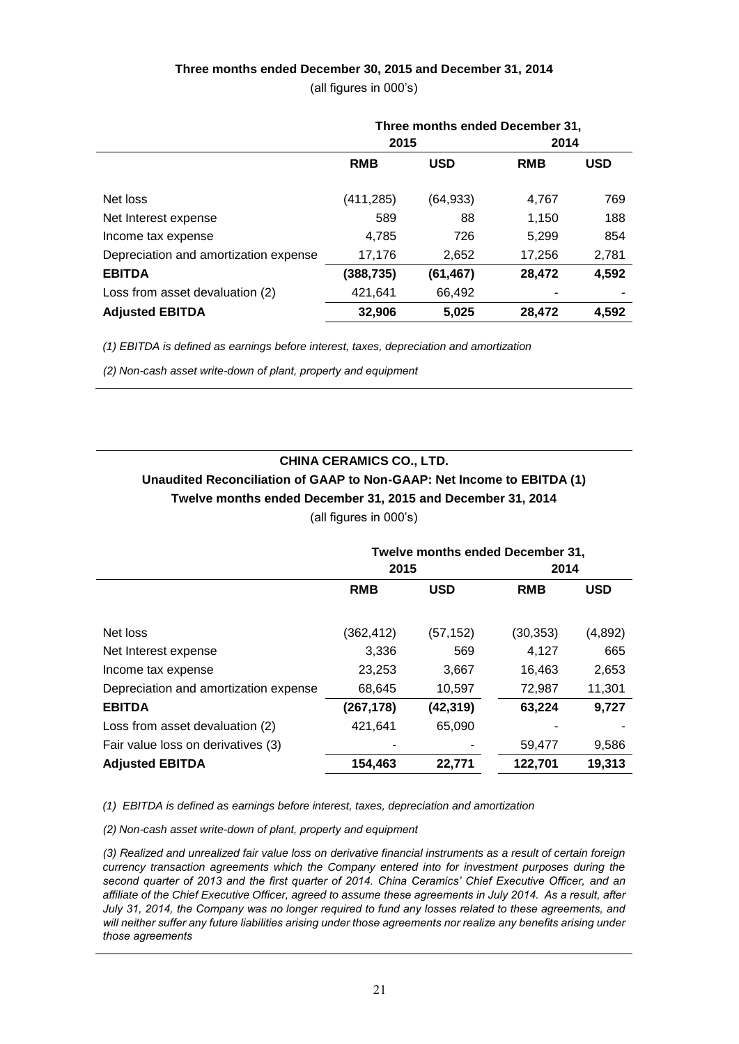**Three months ended December 30, 2015 and December 31, 2014**

(all figures in 000's)

| | Three months ended December 31, | | | |
|---|---|---|---|---|
| | 2015 | | 2014 | |
| | **RMB** | **USD** | **RMB** | **USD** |
| Net loss | (411,285) | (64,933) | 4,767 | 769 |
| Net Interest expense | 589 | 88 | 1,150 | 188 |
| Income tax expense | 4,785 | 726 | 5,299 | 854 |
| Depreciation and amortization expense | 17,176 | 2,652 | 17,256 | 2,781 |
| **EBITDA** | **(388,735)** | **(61,467)** | **28,472** | **4,592** |
| Loss from asset devaluation (2) | 421,641 | 66,492 | - | - |
| **Adjusted EBITDA** | **32,906** | **5,025** | **28,472** | **4,592** |

*(1) EBITDA is defined as earnings before interest, taxes, depreciation and amortization*

*(2) Non-cash asset write-down of plant, property and equipment*

**CHINA CERAMICS CO., LTD.**

**Unaudited Reconciliation of GAAP to Non-GAAP: Net Income to EBITDA (1)**

**Twelve months ended December 31, 2015 and December 31, 2014**

(all figures in 000's)

| | Twelve months ended December 31, | | | |
|---|---|---|---|---|
| | 2015 | | 2014 | |
| | **RMB** | **USD** | **RMB** | **USD** |
| Net loss | (362,412) | (57,152) | (30,353) | (4,892) |
| Net Interest expense | 3,336 | 569 | 4,127 | 665 |
| Income tax expense | 23,253 | 3,667 | 16,463 | 2,653 |
| Depreciation and amortization expense | 68,645 | 10,597 | 72,987 | 11,301 |
| **EBITDA** | **(267,178)** | **(42,319)** | **63,224** | **9,727** |
| Loss from asset devaluation (2) | 421,641 | 65,090 | - | - |
| Fair value loss on derivatives (3) | - | - | 59,477 | 9,586 |
| **Adjusted EBITDA** | **154,463** | **22,771** | **122,701** | **19,313** |

*(1) EBITDA is defined as earnings before interest, taxes, depreciation and amortization*

*(2) Non-cash asset write-down of plant, property and equipment*

*(3) Realized and unrealized fair value loss on derivative financial instruments as a result of certain foreign currency transaction agreements which the Company entered into for investment purposes during the second quarter of 2013 and the first quarter of 2014. China Ceramics' Chief Executive Officer, and an affiliate of the Chief Executive Officer, agreed to assume these agreements in July 2014. As a result, after July 31, 2014, the Company was no longer required to fund any losses related to these agreements, and will neither suffer any future liabilities arising under those agreements nor realize any benefits arising under those agreements*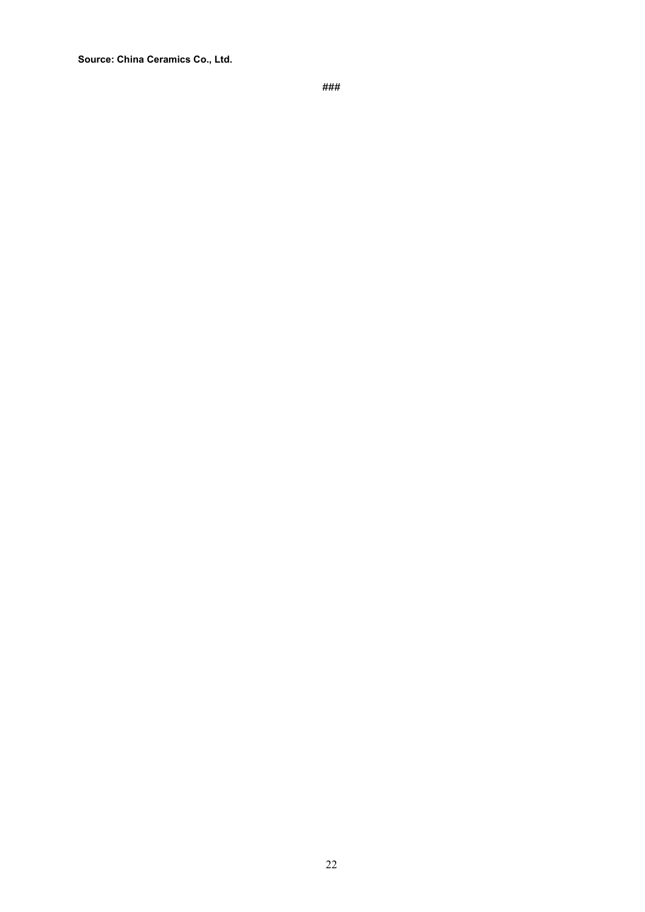**Source: China Ceramics Co., Ltd.**

###